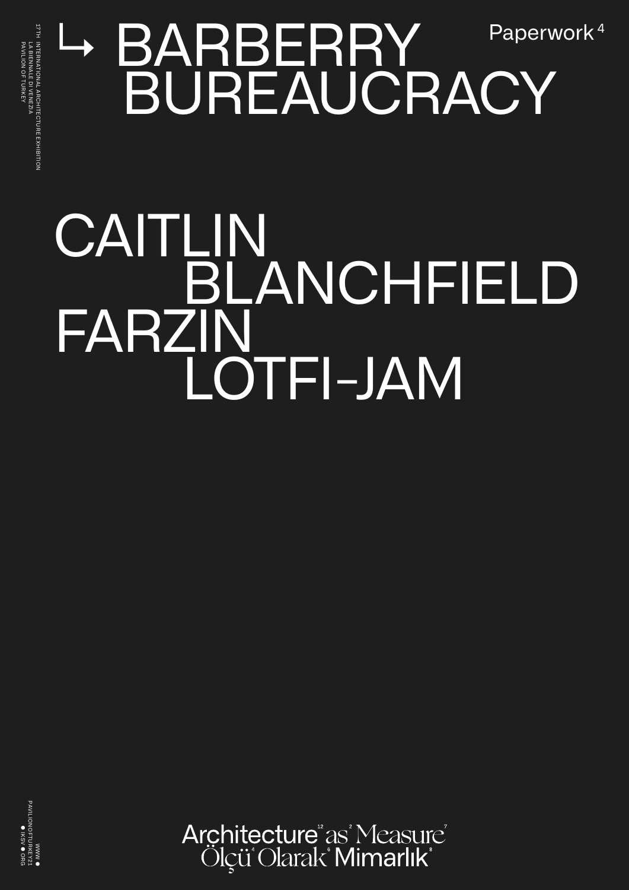17TH INTERNATIONAL ARCHITECTURE EXHIBITION
LA BIENNALE DI VENEZIA
PAVILION OF TURKEY

# ↳ BARBERRY BUREAUCRACY

Paperwork 4

## CAITLIN BLANCHFIELD
## FARZIN LOTFI-JAM

WWW ● PAVILIONOFTURKEY21 ● IKSV ● ORG

Architecture as Measure
Ölçü Olarak Mimarlık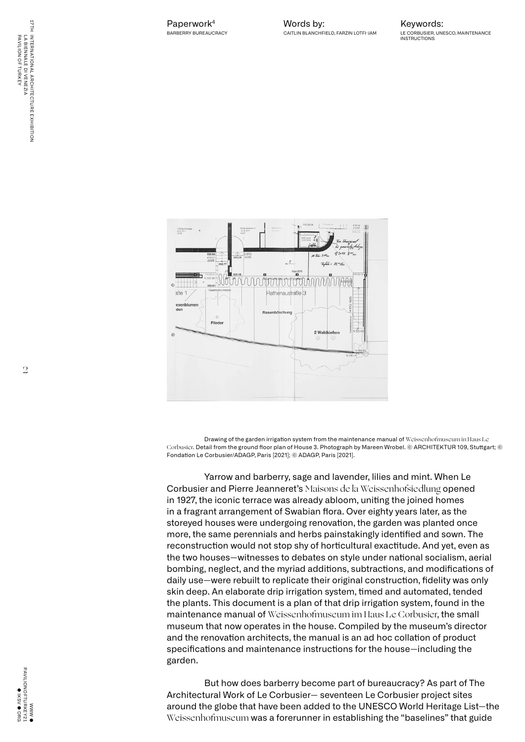Drawing of the garden irrigation system from the maintenance manual of *Weissenhofmuseum in Haus Le Corbusier*. Detail from the ground floor plan of House 3. Photograph by Mareen Wrobel. © ARCHITEKTUR 109, Stuttgart; © Fondation Le Corbusier/ADAGP, Paris [2021]; © ADAGP, Paris [2021].

Yarrow and barberry, sage and lavender, lilies and mint. When Le Corbusier and Pierre Jeanneret's *Maisons de la Weissenhofsiedlung* opened in 1927, the iconic terrace was already abloom, uniting the joined homes in a fragrant arrangement of Swabian flora. Over eighty years later, as the storeyed houses were undergoing renovation, the garden was planted once more, the same perennials and herbs painstakingly identified and sown. The reconstruction would not stop shy of horticultural exactitude. And yet, even as the two houses—witnesses to debates on style under national socialism, aerial bombing, neglect, and the myriad additions, subtractions, and modifications of daily use—were rebuilt to replicate their original construction, fidelity was only skin deep. An elaborate drip irrigation system, timed and automated, tended the plants. This document is a plan of that drip irrigation system, found in the maintenance manual of *Weissenhofmuseum im Haus Le Corbusier*, the small museum that now operates in the house. Compiled by the museum's director and the renovation architects, the manual is an ad hoc collation of product specifications and maintenance instructions for the house—including the garden.

But how does barberry become part of bureaucracy? As part of The Architectural Work of Le Corbusier— seventeen Le Corbusier project sites around the globe that have been added to the UNESCO World Heritage List—the *Weissenhofmuseum* was a forerunner in establishing the "baselines" that guide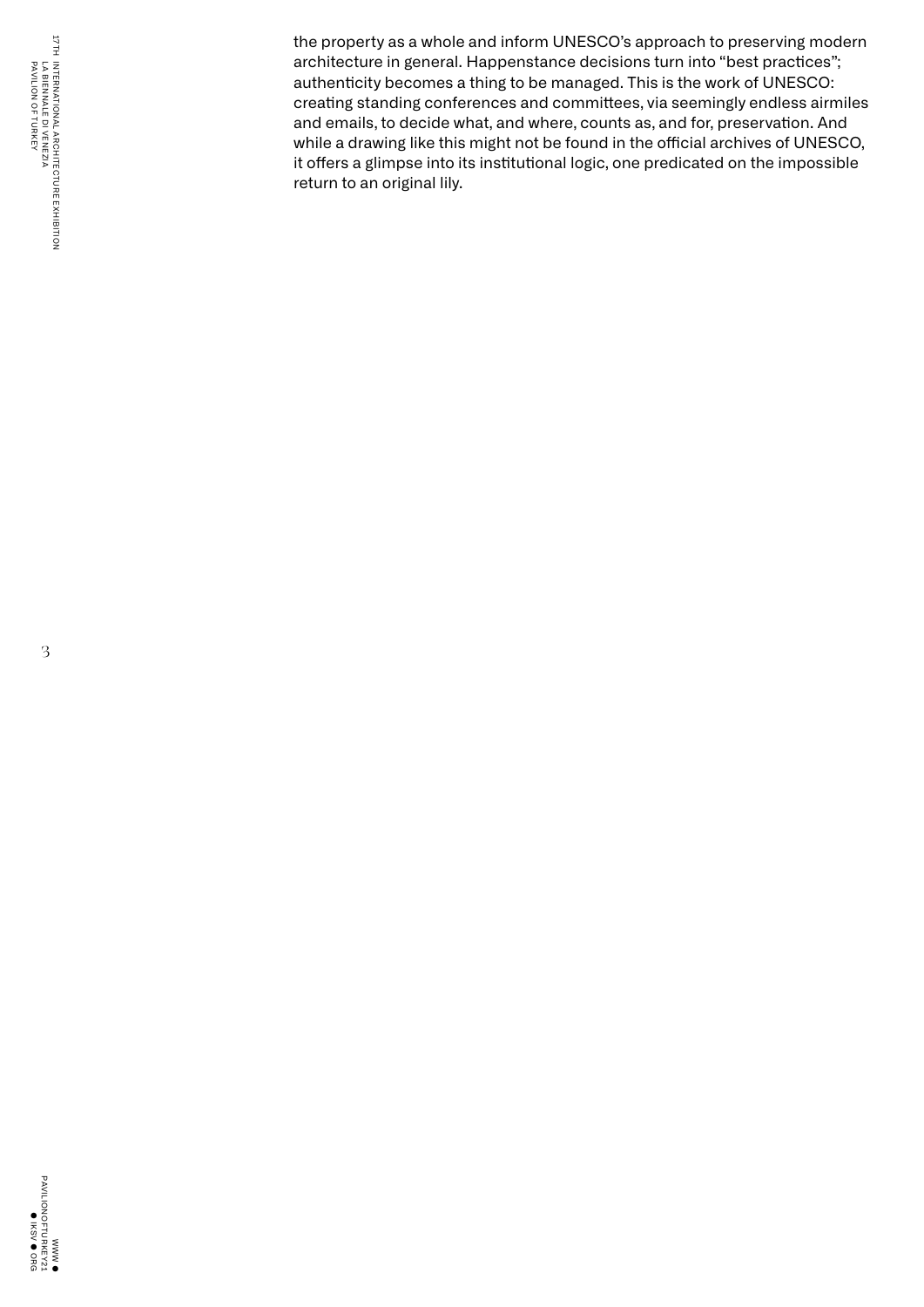the property as a whole and inform UNESCO's approach to preserving modern architecture in general. Happenstance decisions turn into "best practices"; authenticity becomes a thing to be managed. This is the work of UNESCO: creating standing conferences and committees, via seemingly endless airmiles and emails, to decide what, and where, counts as, and for, preservation. And while a drawing like this might not be found in the official archives of UNESCO, it offers a glimpse into its institutional logic, one predicated on the impossible return to an original lily.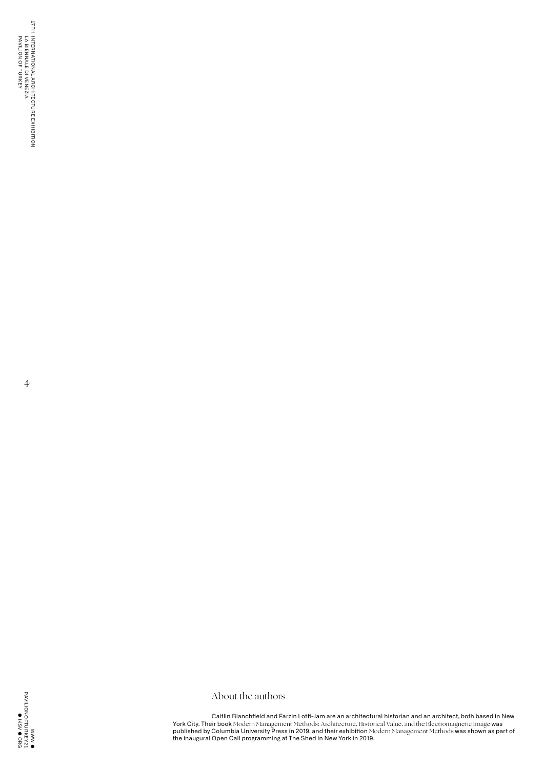## About the authors

Caitlin Blanchfield and Farzin Lotfi-Jam are an architectural historian and an architect, both based in New York City. Their book *Modern Management Methods: Architecture, Historical Value, and the Electromagnetic Image* was published by Columbia University Press in 2019, and their exhibition *Modern Management Methods* was shown as part of the inaugural Open Call programming at The Shed in New York in 2019.